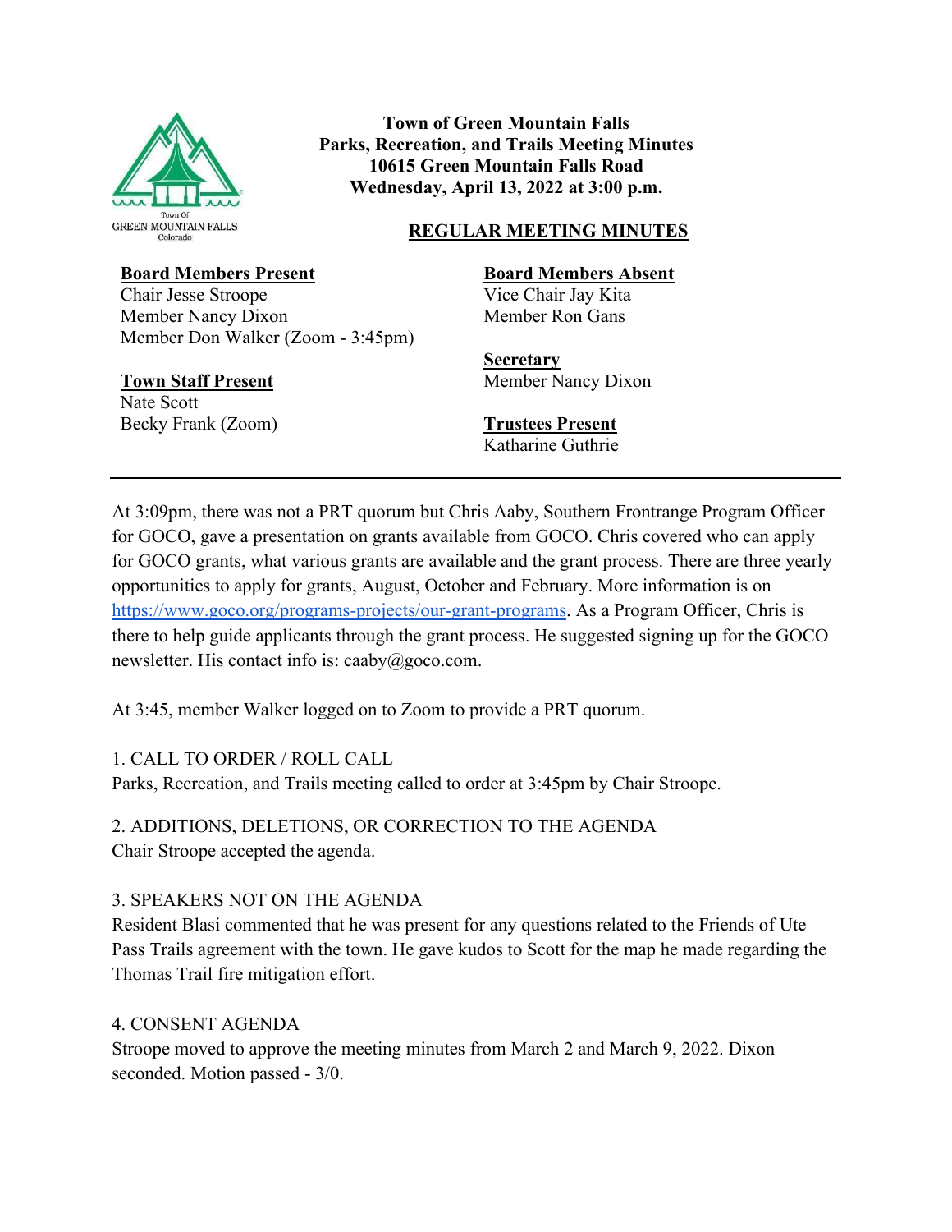**Town of Green Mountain Falls**
**Parks, Recreation, and Trails Meeting Minutes**
**10615 Green Mountain Falls Road**
**Wednesday, April 13, 2022 at 3:00 p.m.**

## REGULAR MEETING MINUTES

**Board Members Present**
Chair Jesse Stroope
Member Nancy Dixon
Member Don Walker (Zoom - 3:45pm)

**Board Members Absent**
Vice Chair Jay Kita
Member Ron Gans

**Secretary**
Member Nancy Dixon

**Town Staff Present**
Nate Scott
Becky Frank (Zoom)

**Trustees Present**
Katharine Guthrie

---

At 3:09pm, there was not a PRT quorum but Chris Aaby, Southern Frontrange Program Officer for GOCO, gave a presentation on grants available from GOCO. Chris covered who can apply for GOCO grants, what various grants are available and the grant process. There are three yearly opportunities to apply for grants, August, October and February. More information is on https://www.goco.org/programs-projects/our-grant-programs. As a Program Officer, Chris is there to help guide applicants through the grant process. He suggested signing up for the GOCO newsletter. His contact info is: caaby@goco.com.

At 3:45, member Walker logged on to Zoom to provide a PRT quorum.

1. CALL TO ORDER / ROLL CALL
Parks, Recreation, and Trails meeting called to order at 3:45pm by Chair Stroope.

2. ADDITIONS, DELETIONS, OR CORRECTION TO THE AGENDA
Chair Stroope accepted the agenda.

3. SPEAKERS NOT ON THE AGENDA
Resident Blasi commented that he was present for any questions related to the Friends of Ute Pass Trails agreement with the town. He gave kudos to Scott for the map he made regarding the Thomas Trail fire mitigation effort.

4. CONSENT AGENDA
Stroope moved to approve the meeting minutes from March 2 and March 9, 2022. Dixon seconded. Motion passed - 3/0.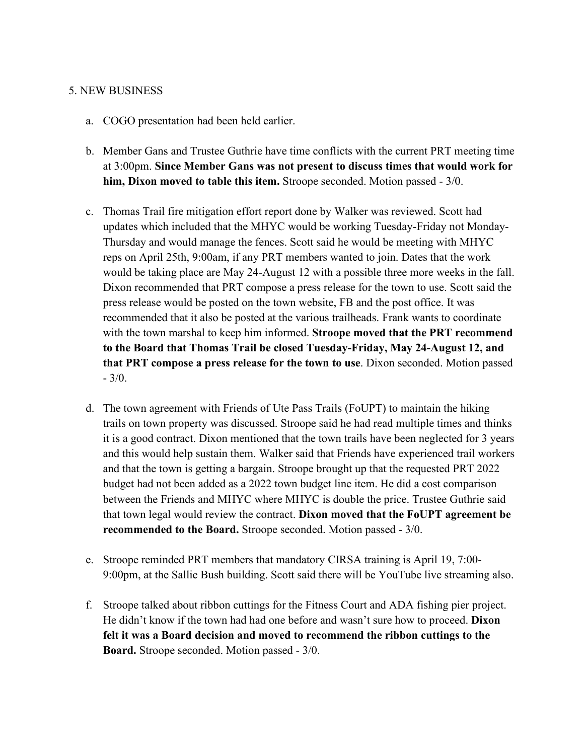5. NEW BUSINESS

a. COGO presentation had been held earlier.

b. Member Gans and Trustee Guthrie have time conflicts with the current PRT meeting time at 3:00pm. **Since Member Gans was not present to discuss times that would work for him, Dixon moved to table this item.** Stroope seconded. Motion passed - 3/0.

c. Thomas Trail fire mitigation effort report done by Walker was reviewed. Scott had updates which included that the MHYC would be working Tuesday-Friday not Monday-Thursday and would manage the fences. Scott said he would be meeting with MHYC reps on April 25th, 9:00am, if any PRT members wanted to join. Dates that the work would be taking place are May 24-August 12 with a possible three more weeks in the fall. Dixon recommended that PRT compose a press release for the town to use. Scott said the press release would be posted on the town website, FB and the post office. It was recommended that it also be posted at the various trailheads. Frank wants to coordinate with the town marshal to keep him informed. **Stroope moved that the PRT recommend to the Board that Thomas Trail be closed Tuesday-Friday, May 24-August 12, and that PRT compose a press release for the town to use**. Dixon seconded. Motion passed - 3/0.

d. The town agreement with Friends of Ute Pass Trails (FoUPT) to maintain the hiking trails on town property was discussed. Stroope said he had read multiple times and thinks it is a good contract. Dixon mentioned that the town trails have been neglected for 3 years and this would help sustain them. Walker said that Friends have experienced trail workers and that the town is getting a bargain. Stroope brought up that the requested PRT 2022 budget had not been added as a 2022 town budget line item. He did a cost comparison between the Friends and MHYC where MHYC is double the price. Trustee Guthrie said that town legal would review the contract. **Dixon moved that the FoUPT agreement be recommended to the Board.** Stroope seconded. Motion passed - 3/0.

e. Stroope reminded PRT members that mandatory CIRSA training is April 19, 7:00-9:00pm, at the Sallie Bush building. Scott said there will be YouTube live streaming also.

f. Stroope talked about ribbon cuttings for the Fitness Court and ADA fishing pier project. He didn't know if the town had had one before and wasn't sure how to proceed. **Dixon felt it was a Board decision and moved to recommend the ribbon cuttings to the Board.** Stroope seconded. Motion passed - 3/0.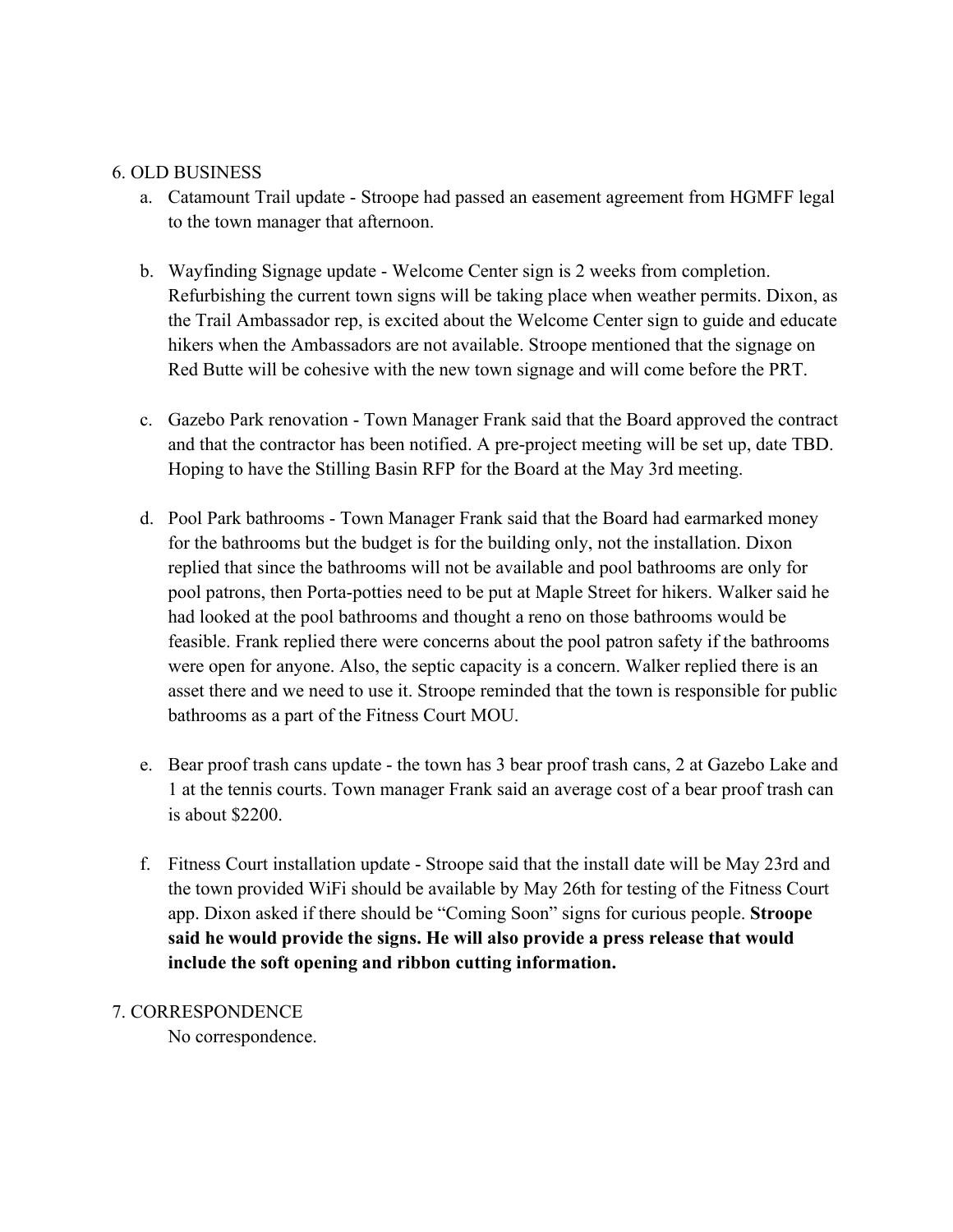6. OLD BUSINESS

a. Catamount Trail update - Stroope had passed an easement agreement from HGMFF legal to the town manager that afternoon.

b. Wayfinding Signage update - Welcome Center sign is 2 weeks from completion. Refurbishing the current town signs will be taking place when weather permits. Dixon, as the Trail Ambassador rep, is excited about the Welcome Center sign to guide and educate hikers when the Ambassadors are not available. Stroope mentioned that the signage on Red Butte will be cohesive with the new town signage and will come before the PRT.

c. Gazebo Park renovation - Town Manager Frank said that the Board approved the contract and that the contractor has been notified. A pre-project meeting will be set up, date TBD. Hoping to have the Stilling Basin RFP for the Board at the May 3rd meeting.

d. Pool Park bathrooms - Town Manager Frank said that the Board had earmarked money for the bathrooms but the budget is for the building only, not the installation. Dixon replied that since the bathrooms will not be available and pool bathrooms are only for pool patrons, then Porta-potties need to be put at Maple Street for hikers. Walker said he had looked at the pool bathrooms and thought a reno on those bathrooms would be feasible. Frank replied there were concerns about the pool patron safety if the bathrooms were open for anyone. Also, the septic capacity is a concern. Walker replied there is an asset there and we need to use it. Stroope reminded that the town is responsible for public bathrooms as a part of the Fitness Court MOU.

e. Bear proof trash cans update - the town has 3 bear proof trash cans, 2 at Gazebo Lake and 1 at the tennis courts. Town manager Frank said an average cost of a bear proof trash can is about $2200.

f. Fitness Court installation update - Stroope said that the install date will be May 23rd and the town provided WiFi should be available by May 26th for testing of the Fitness Court app. Dixon asked if there should be "Coming Soon" signs for curious people. **Stroope said he would provide the signs. He will also provide a press release that would include the soft opening and ribbon cutting information.**

7. CORRESPONDENCE

No correspondence.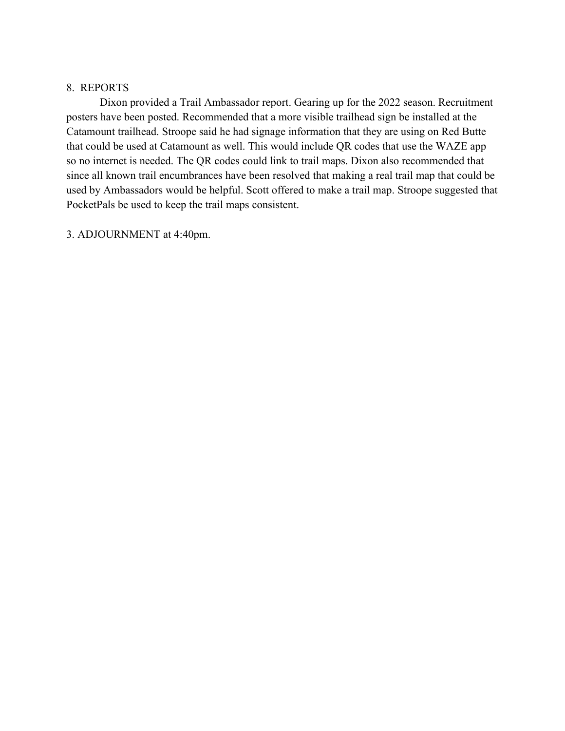8. REPORTS

Dixon provided a Trail Ambassador report. Gearing up for the 2022 season. Recruitment posters have been posted. Recommended that a more visible trailhead sign be installed at the Catamount trailhead. Stroope said he had signage information that they are using on Red Butte that could be used at Catamount as well. This would include QR codes that use the WAZE app so no internet is needed. The QR codes could link to trail maps. Dixon also recommended that since all known trail encumbrances have been resolved that making a real trail map that could be used by Ambassadors would be helpful. Scott offered to make a trail map. Stroope suggested that PocketPals be used to keep the trail maps consistent.

3. ADJOURNMENT at 4:40pm.